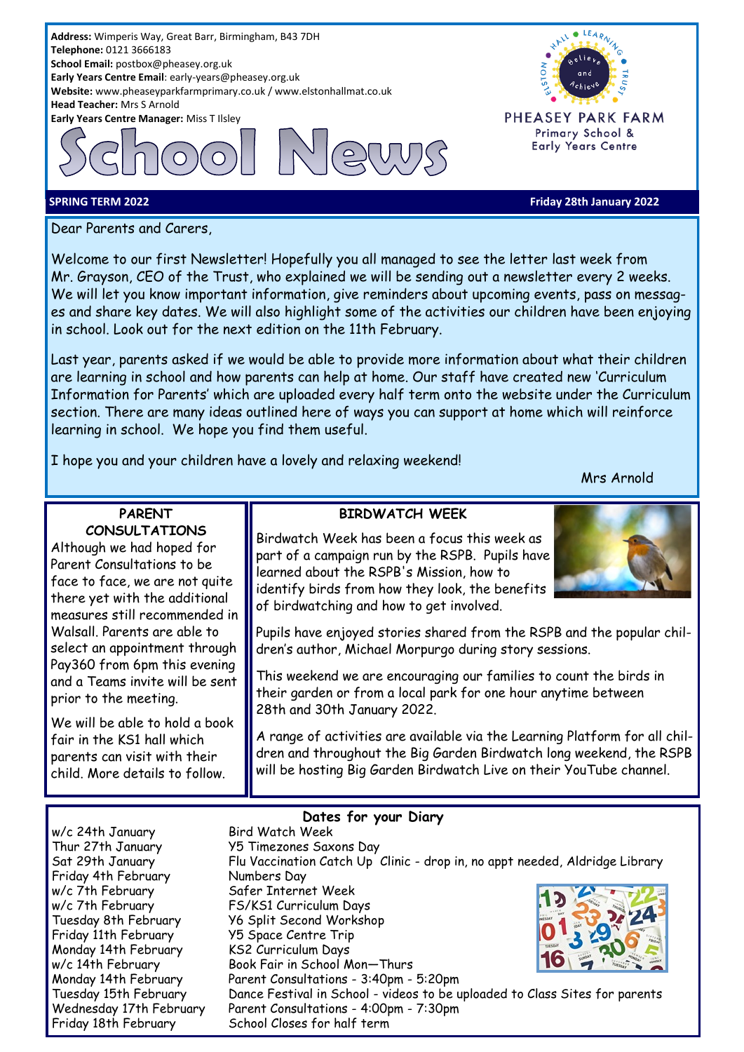**Address:** Wimperis Way, Great Barr, Birmingham, B43 7DH
**Telephone:** 0121 3666183
**School Email:** postbox@pheasey.org.uk
**Early Years Centre Email**: early-years@pheasey.org.uk
**Website:** www.pheaseyparkfarmprimary.co.uk / www.elstonhallmat.co.uk
**Head Teacher:** Mrs S Arnold
**Early Years Centre Manager:** Miss T Ilsley

PHEASEY PARK FARM
Primary School & Early Years Centre

# School News

**SPRING TERM 2022** — **Friday 28th January 2022**

Dear Parents and Carers,

Welcome to our first Newsletter! Hopefully you all managed to see the letter last week from Mr. Grayson, CEO of the Trust, who explained we will be sending out a newsletter every 2 weeks. We will let you know important information, give reminders about upcoming events, pass on messages and share key dates. We will also highlight some of the activities our children have been enjoying in school. Look out for the next edition on the 11th February.

Last year, parents asked if we would be able to provide more information about what their children are learning in school and how parents can help at home. Our staff have created new 'Curriculum Information for Parents' which are uploaded every half term onto the website under the Curriculum section. There are many ideas outlined here of ways you can support at home which will reinforce learning in school. We hope you find them useful.

I hope you and your children have a lovely and relaxing weekend!

Mrs Arnold

## PARENT CONSULTATIONS

Although we had hoped for Parent Consultations to be face to face, we are not quite there yet with the additional measures still recommended in Walsall. Parents are able to select an appointment through Pay360 from 6pm this evening and a Teams invite will be sent prior to the meeting.

We will be able to hold a book fair in the KS1 hall which parents can visit with their child. More details to follow.

## BIRDWATCH WEEK

Birdwatch Week has been a focus this week as part of a campaign run by the RSPB. Pupils have learned about the RSPB's Mission, how to identify birds from how they look, the benefits of birdwatching and how to get involved.

Pupils have enjoyed stories shared from the RSPB and the popular children's author, Michael Morpurgo during story sessions.

This weekend we are encouraging our families to count the birds in their garden or from a local park for one hour anytime between 28th and 30th January 2022.

A range of activities are available via the Learning Platform for all children and throughout the Big Garden Birdwatch long weekend, the RSPB will be hosting Big Garden Birdwatch Live on their YouTube channel.

## Dates for your Diary

| Date | Event |
|---|---|
| w/c 24th January | Bird Watch Week |
| Thur 27th January | Y5 Timezones Saxons Day |
| Sat 29th January | Flu Vaccination Catch Up Clinic - drop in, no appt needed, Aldridge Library |
| Friday 4th February | Numbers Day |
| w/c 7th February | Safer Internet Week |
| w/c 7th February | FS/KS1 Curriculum Days |
| Tuesday 8th February | Y6 Split Second Workshop |
| Friday 11th February | Y5 Space Centre Trip |
| Monday 14th February | KS2 Curriculum Days |
| w/c 14th February | Book Fair in School Mon—Thurs |
| Monday 14th February | Parent Consultations - 3:40pm - 5:20pm |
| Tuesday 15th February | Dance Festival in School - videos to be uploaded to Class Sites for parents |
| Wednesday 17th February | Parent Consultations - 4:00pm - 7:30pm |
| Friday 18th February | School Closes for half term |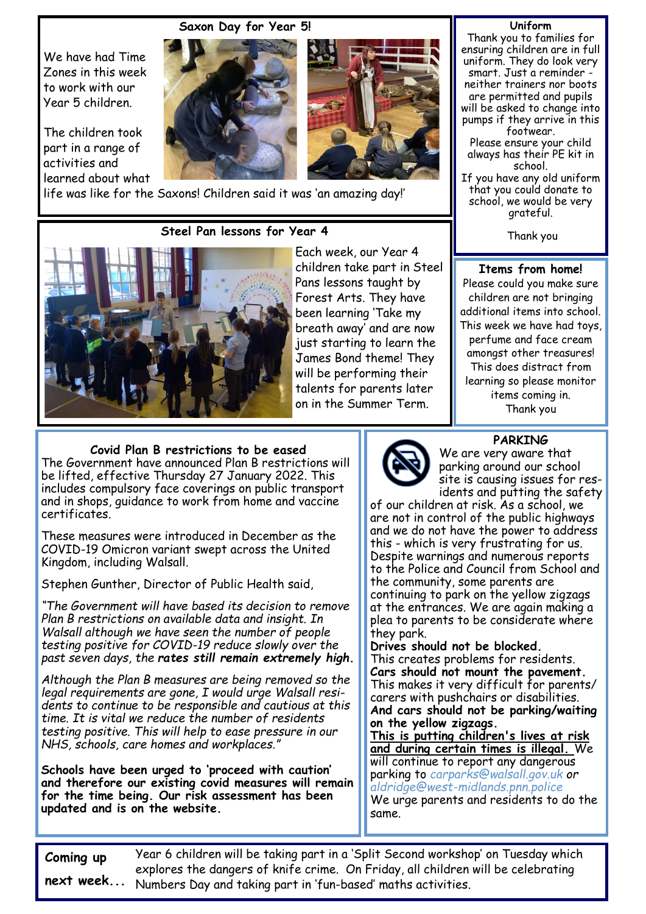## Saxon Day for Year 5!

We have had Time Zones in this week to work with our Year 5 children.

The children took part in a range of activities and learned about what life was like for the Saxons! Children said it was 'an amazing day!'

## Uniform

Thank you to families for ensuring children are in full uniform. They do look very smart. Just a reminder - neither trainers nor boots are permitted and pupils will be asked to change into pumps if they arrive in this footwear.

Please ensure your child always has their PE kit in school.

If you have any old uniform that you could donate to school, we would be very grateful.

Thank you

## Steel Pan lessons for Year 4

Each week, our Year 4 children take part in Steel Pans lessons taught by Forest Arts. They have been learning 'Take my breath away' and are now just starting to learn the James Bond theme! They will be performing their talents for parents later on in the Summer Term.

## Items from home!

Please could you make sure children are not bringing additional items into school. This week we have had toys, perfume and face cream amongst other treasures! This does distract from learning so please monitor items coming in.

Thank you

## Covid Plan B restrictions to be eased

The Government have announced Plan B restrictions will be lifted, effective Thursday 27 January 2022. This includes compulsory face coverings on public transport and in shops, guidance to work from home and vaccine certificates.

These measures were introduced in December as the COVID-19 Omicron variant swept across the United Kingdom, including Walsall.

Stephen Gunther, Director of Public Health said,

*"The Government will have based its decision to remove Plan B restrictions on available data and insight. In Walsall although we have seen the number of people testing positive for COVID-19 reduce slowly over the past seven days, the **rates still remain extremely high.***

*Although the Plan B measures are being removed so the legal requirements are gone, I would urge Walsall residents to continue to be responsible and cautious at this time. It is vital we reduce the number of residents testing positive. This will help to ease pressure in our NHS, schools, care homes and workplaces."*

**Schools have been urged to 'proceed with caution' and therefore our existing covid measures will remain for the time being. Our risk assessment has been updated and is on the website.**

## PARKING

We are very aware that parking around our school site is causing issues for residents and putting the safety of our children at risk. As a school, we are not in control of the public highways and we do not have the power to address this - which is very frustrating for us. Despite warnings and numerous reports to the Police and Council from School and the community, some parents are continuing to park on the yellow zigzags at the entrances. We are again making a plea to parents to be considerate where they park.

**Drives should not be blocked.**
This creates problems for residents.
**Cars should not mount the pavement.**
This makes it very difficult for parents/carers with pushchairs or disabilities.
**And cars should not be parking/waiting on the yellow zigzags.**
**This is putting children's lives at risk and during certain times is illegal.** We will continue to report any dangerous parking to *carparks@walsall.gov.uk* or *aldridge@west-midlands.pnn.police*
We urge parents and residents to do the same.

**Coming up next week...**

Year 6 children will be taking part in a 'Split Second workshop' on Tuesday which explores the dangers of knife crime. On Friday, all children will be celebrating Numbers Day and taking part in 'fun-based' maths activities.